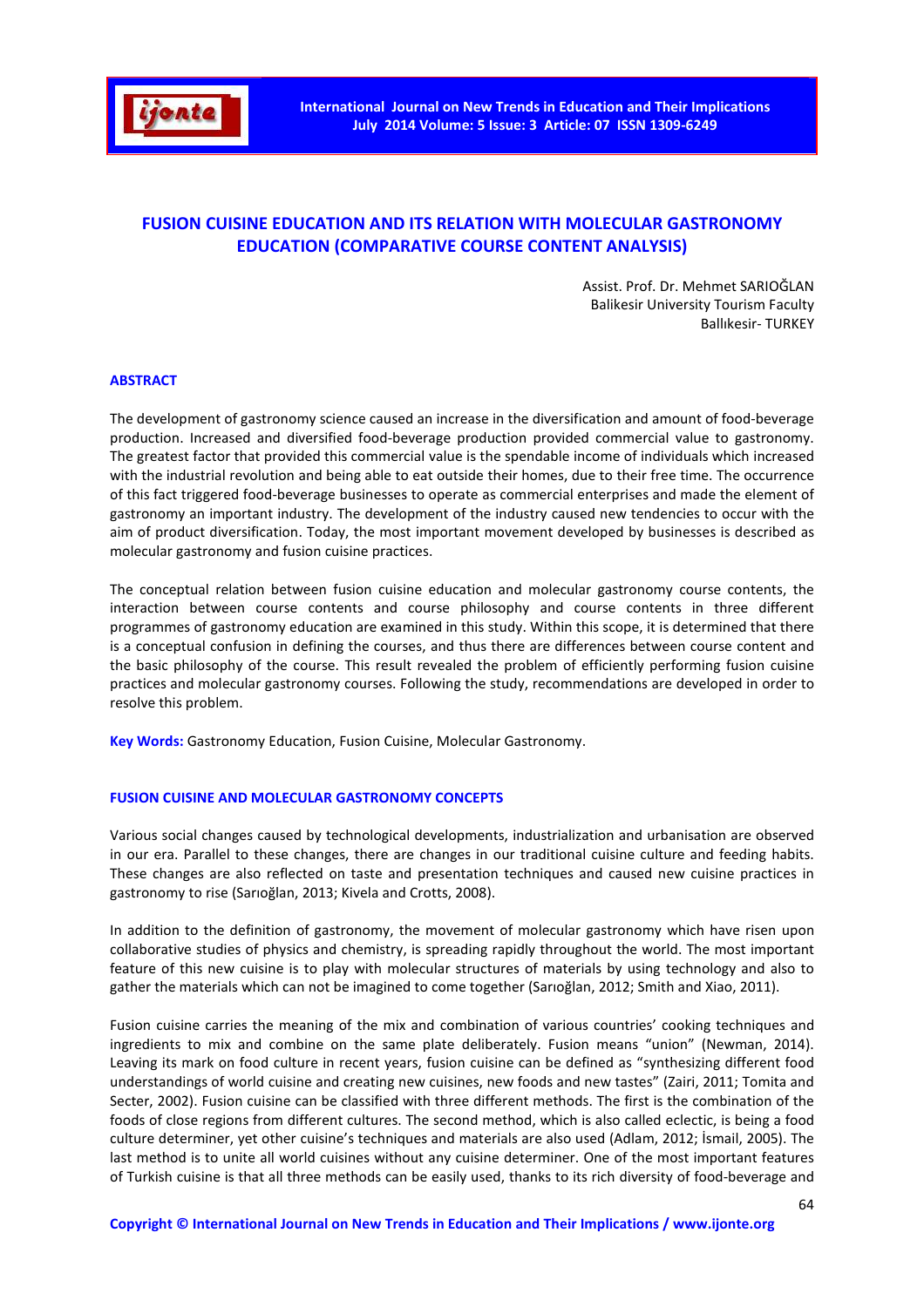# FUSION CUISINE EDUCATION AND ITS RELATION WITH MOLECULAR GASTRONOMY EDUCATION (COMPARATIVE COURSE CONTENT ANALYSIS)

Assist. Prof. Dr. Mehmet SARIOĞLAN
Balikesir University Tourism Faculty
Ballıkesir- TURKEY

## ABSTRACT

The development of gastronomy science caused an increase in the diversification and amount of food-beverage production. Increased and diversified food-beverage production provided commercial value to gastronomy. The greatest factor that provided this commercial value is the spendable income of individuals which increased with the industrial revolution and being able to eat outside their homes, due to their free time. The occurrence of this fact triggered food-beverage businesses to operate as commercial enterprises and made the element of gastronomy an important industry. The development of the industry caused new tendencies to occur with the aim of product diversification. Today, the most important movement developed by businesses is described as molecular gastronomy and fusion cuisine practices.

The conceptual relation between fusion cuisine education and molecular gastronomy course contents, the interaction between course contents and course philosophy and course contents in three different programmes of gastronomy education are examined in this study. Within this scope, it is determined that there is a conceptual confusion in defining the courses, and thus there are differences between course content and the basic philosophy of the course. This result revealed the problem of efficiently performing fusion cuisine practices and molecular gastronomy courses. Following the study, recommendations are developed in order to resolve this problem.

**Key Words:** Gastronomy Education, Fusion Cuisine, Molecular Gastronomy.

## FUSION CUISINE AND MOLECULAR GASTRONOMY CONCEPTS

Various social changes caused by technological developments, industrialization and urbanisation are observed in our era. Parallel to these changes, there are changes in our traditional cuisine culture and feeding habits. These changes are also reflected on taste and presentation techniques and caused new cuisine practices in gastronomy to rise (Sarıoğlan, 2013; Kivela and Crotts, 2008).

In addition to the definition of gastronomy, the movement of molecular gastronomy which have risen upon collaborative studies of physics and chemistry, is spreading rapidly throughout the world. The most important feature of this new cuisine is to play with molecular structures of materials by using technology and also to gather the materials which can not be imagined to come together (Sarıoğlan, 2012; Smith and Xiao, 2011).

Fusion cuisine carries the meaning of the mix and combination of various countries' cooking techniques and ingredients to mix and combine on the same plate deliberately. Fusion means "union" (Newman, 2014). Leaving its mark on food culture in recent years, fusion cuisine can be defined as "synthesizing different food understandings of world cuisine and creating new cuisines, new foods and new tastes" (Zairi, 2011; Tomita and Secter, 2002). Fusion cuisine can be classified with three different methods. The first is the combination of the foods of close regions from different cultures. The second method, which is also called eclectic, is being a food culture determiner, yet other cuisine's techniques and materials are also used (Adlam, 2012; İsmail, 2005). The last method is to unite all world cuisines without any cuisine determiner. One of the most important features of Turkish cuisine is that all three methods can be easily used, thanks to its rich diversity of food-beverage and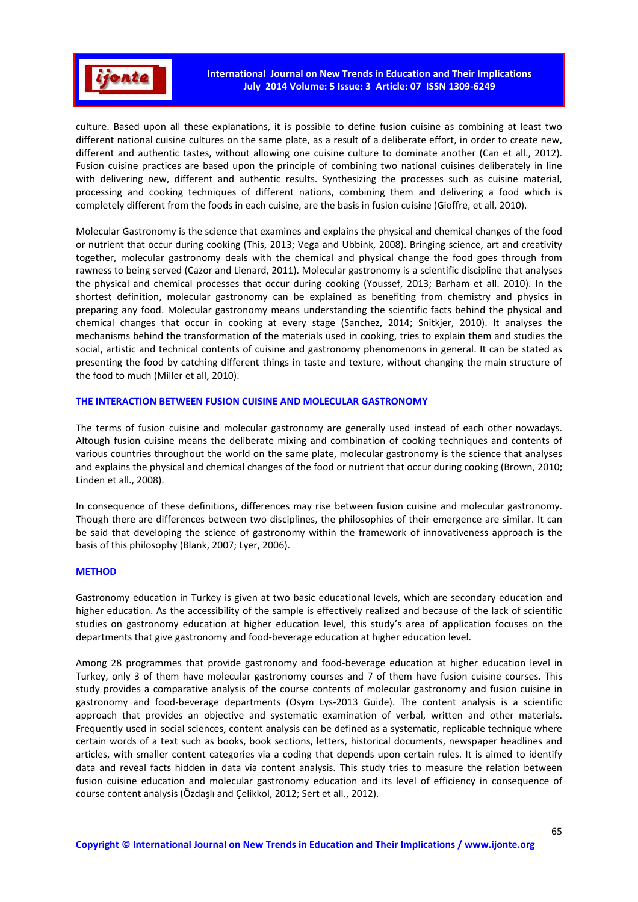culture. Based upon all these explanations, it is possible to define fusion cuisine as combining at least two different national cuisine cultures on the same plate, as a result of a deliberate effort, in order to create new, different and authentic tastes, without allowing one cuisine culture to dominate another (Can et all., 2012). Fusion cuisine practices are based upon the principle of combining two national cuisines deliberately in line with delivering new, different and authentic results. Synthesizing the processes such as cuisine material, processing and cooking techniques of different nations, combining them and delivering a food which is completely different from the foods in each cuisine, are the basis in fusion cuisine (Gioffre, et all, 2010).

Molecular Gastronomy is the science that examines and explains the physical and chemical changes of the food or nutrient that occur during cooking (This, 2013; Vega and Ubbink, 2008). Bringing science, art and creativity together, molecular gastronomy deals with the chemical and physical change the food goes through from rawness to being served (Cazor and Lienard, 2011). Molecular gastronomy is a scientific discipline that analyses the physical and chemical processes that occur during cooking (Youssef, 2013; Barham et all. 2010). In the shortest definition, molecular gastronomy can be explained as benefiting from chemistry and physics in preparing any food. Molecular gastronomy means understanding the scientific facts behind the physical and chemical changes that occur in cooking at every stage (Sanchez, 2014; Snitkjer, 2010). It analyses the mechanisms behind the transformation of the materials used in cooking, tries to explain them and studies the social, artistic and technical contents of cuisine and gastronomy phenomenons in general. It can be stated as presenting the food by catching different things in taste and texture, without changing the main structure of the food to much (Miller et all, 2010).

## THE INTERACTION BETWEEN FUSION CUISINE AND MOLECULAR GASTRONOMY

The terms of fusion cuisine and molecular gastronomy are generally used instead of each other nowadays. Altough fusion cuisine means the deliberate mixing and combination of cooking techniques and contents of various countries throughout the world on the same plate, molecular gastronomy is the science that analyses and explains the physical and chemical changes of the food or nutrient that occur during cooking (Brown, 2010; Linden et all., 2008).

In consequence of these definitions, differences may rise between fusion cuisine and molecular gastronomy. Though there are differences between two disciplines, the philosophies of their emergence are similar. It can be said that developing the science of gastronomy within the framework of innovativeness approach is the basis of this philosophy (Blank, 2007; Lyer, 2006).

## METHOD

Gastronomy education in Turkey is given at two basic educational levels, which are secondary education and higher education. As the accessibility of the sample is effectively realized and because of the lack of scientific studies on gastronomy education at higher education level, this study's area of application focuses on the departments that give gastronomy and food-beverage education at higher education level.

Among 28 programmes that provide gastronomy and food-beverage education at higher education level in Turkey, only 3 of them have molecular gastronomy courses and 7 of them have fusion cuisine courses. This study provides a comparative analysis of the course contents of molecular gastronomy and fusion cuisine in gastronomy and food-beverage departments (Osym Lys-2013 Guide). The content analysis is a scientific approach that provides an objective and systematic examination of verbal, written and other materials. Frequently used in social sciences, content analysis can be defined as a systematic, replicable technique where certain words of a text such as books, book sections, letters, historical documents, newspaper headlines and articles, with smaller content categories via a coding that depends upon certain rules. It is aimed to identify data and reveal facts hidden in data via content analysis. This study tries to measure the relation between fusion cuisine education and molecular gastronomy education and its level of efficiency in consequence of course content analysis (Özdaşlı and Çelikkol, 2012; Sert et all., 2012).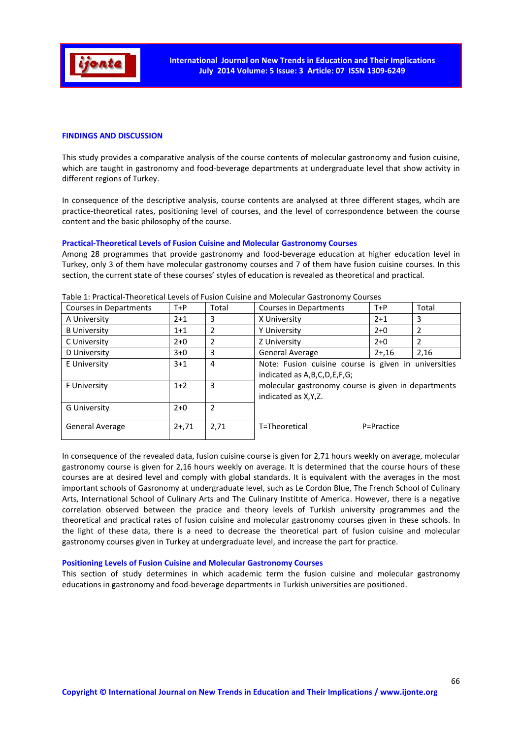## FINDINGS AND DISCUSSION

This study provides a comparative analysis of the course contents of molecular gastronomy and fusion cuisine, which are taught in gastronomy and food-beverage departments at undergraduate level that show activity in different regions of Turkey.

In consequence of the descriptive analysis, course contents are analysed at three different stages, whcih are practice-theoretical rates, positioning level of courses, and the level of correspondence between the course content and the basic philosophy of the course.

### Practical-Theoretical Levels of Fusion Cuisine and Molecular Gastronomy Courses

Among 28 programmes that provide gastronomy and food-beverage education at higher education level in Turkey, only 3 of them have molecular gastronomy courses and 7 of them have fusion cuisine courses. In this section, the current state of these courses' styles of education is revealed as theoretical and practical.

Table 1: Practical-Theoretical Levels of Fusion Cuisine and Molecular Gastronomy Courses

| Courses in Departments | T+P | Total | Courses in Departments | T+P | Total |
|---|---|---|---|---|---|
| A University | 2+1 | 3 | X University | 2+1 | 3 |
| B University | 1+1 | 2 | Y University | 2+0 | 2 |
| C University | 2+0 | 2 | Z University | 2+0 | 2 |
| D University | 3+0 | 3 | General Average | 2+,16 | 2,16 |
| E University | 3+1 | 4 | Note: Fusion cuisine course is given in universities indicated as A,B,C,D,E,F,G; | | |
| F University | 1+2 | 3 | molecular gastronomy course is given in departments indicated as X,Y,Z. | | |
| G University | 2+0 | 2 | | | |
| General Average | 2+,71 | 2,71 | T=Theoretical | P=Practice | |

In consequence of the revealed data, fusion cuisine course is given for 2,71 hours weekly on average, molecular gastronomy course is given for 2,16 hours weekly on average. It is determined that the course hours of these courses are at desired level and comply with global standards. It is equivalent with the averages in the most important schools of Gasronomy at undergraduate level, such as Le Cordon Blue, The French School of Culinary Arts, International School of Culinary Arts and The Culinary Institıte of America. However, there is a negative correlation observed between the pracice and theory levels of Turkish university programmes and the theoretical and practical rates of fusion cuisine and molecular gastronomy courses given in these schools. In the light of these data, there is a need to decrease the theoretical part of fusion cuisine and molecular gastronomy courses given in Turkey at undergraduate level, and increase the part for practice.

### Positioning Levels of Fusion Cuisine and Molecular Gastronomy Courses

This section of study determines in which academic term the fusion cuisine and molecular gastronomy educations in gastronomy and food-beverage departments in Turkish universities are positioned.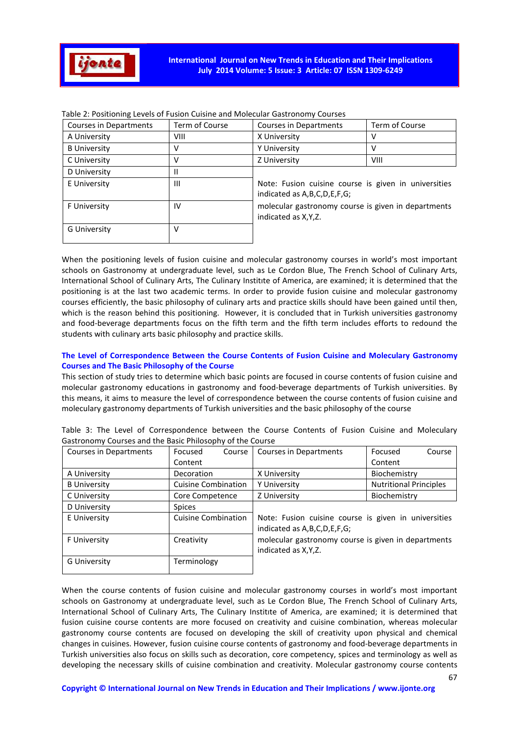Table 2: Positioning Levels of Fusion Cuisine and Molecular Gastronomy Courses

| Courses in Departments | Term of Course | Courses in Departments | Term of Course |
|---|---|---|---|
| A University | VIII | X University | V |
| B University | V | Y University | V |
| C University | V | Z University | VIII |
| D University | II | | |
| E University | III | Note: Fusion cuisine course is given in universities indicated as A,B,C,D,E,F,G; | |
| F University | IV | molecular gastronomy course is given in departments indicated as X,Y,Z. | |
| G University | V | | |

When the positioning levels of fusion cuisine and molecular gastronomy courses in world's most important schools on Gastronomy at undergraduate level, such as Le Cordon Blue, The French School of Culinary Arts, International School of Culinary Arts, The Culinary Institıte of America, are examined; it is determined that the positioning is at the last two academic terms. In order to provide fusion cuisine and molecular gastronomy courses efficiently, the basic philosophy of culinary arts and practice skills should have been gained until then, which is the reason behind this positioning. However, it is concluded that in Turkish universities gastronomy and food-beverage departments focus on the fifth term and the fifth term includes efforts to redound the students with culinary arts basic philosophy and practice skills.

## The Level of Correspondence Between the Course Contents of Fusion Cuisine and Moleculary Gastronomy Courses and The Basic Philosophy of the Course

This section of study tries to determine which basic points are focused in course contents of fusion cuisine and molecular gastronomy educations in gastronomy and food-beverage departments of Turkish universities. By this means, it aims to measure the level of correspondence between the course contents of fusion cuisine and moleculary gastronomy departments of Turkish universities and the basic philosophy of the course

Table 3: The Level of Correspondence between the Course Contents of Fusion Cuisine and Moleculary Gastronomy Courses and the Basic Philosophy of the Course

| Courses in Departments | Focused Course Content | Courses in Departments | Focused Course Content |
|---|---|---|---|
| A University | Decoration | X University | Biochemistry |
| B University | Cuisine Combination | Y University | Nutritional Principles |
| C University | Core Competence | Z University | Biochemistry |
| D University | Spices | | |
| E University | Cuisine Combination | Note: Fusion cuisine course is given in universities indicated as A,B,C,D,E,F,G; | |
| F University | Creativity | molecular gastronomy course is given in departments indicated as X,Y,Z. | |
| G University | Terminology | | |

When the course contents of fusion cuisine and molecular gastronomy courses in world's most important schools on Gastronomy at undergraduate level, such as Le Cordon Blue, The French School of Culinary Arts, International School of Culinary Arts, The Culinary Institıte of America, are examined; it is determined that fusion cuisine course contents are more focused on creativity and cuisine combination, whereas molecular gastronomy course contents are focused on developing the skill of creativity upon physical and chemical changes in cuisines. However, fusion cuisine course contents of gastronomy and food-beverage departments in Turkish universities also focus on skills such as decoration, core competency, spices and terminology as well as developing the necessary skills of cuisine combination and creativity. Molecular gastronomy course contents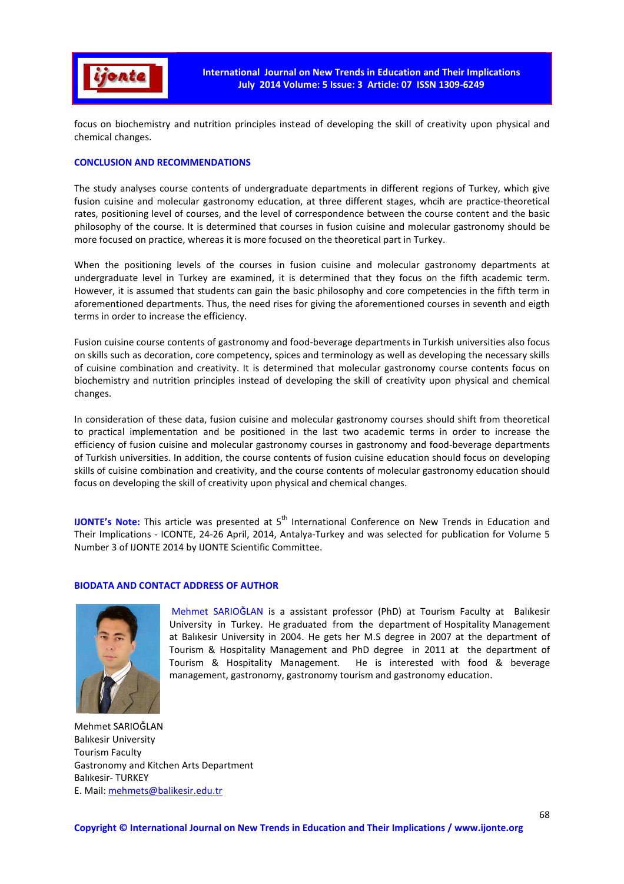focus on biochemistry and nutrition principles instead of developing the skill of creativity upon physical and chemical changes.

## CONCLUSION AND RECOMMENDATIONS

The study analyses course contents of undergraduate departments in different regions of Turkey, which give fusion cuisine and molecular gastronomy education, at three different stages, whcih are practice-theoretical rates, positioning level of courses, and the level of correspondence between the course content and the basic philosophy of the course. It is determined that courses in fusion cuisine and molecular gastronomy should be more focused on practice, whereas it is more focused on the theoretical part in Turkey.

When the positioning levels of the courses in fusion cuisine and molecular gastronomy departments at undergraduate level in Turkey are examined, it is determined that they focus on the fifth academic term. However, it is assumed that students can gain the basic philosophy and core competencies in the fifth term in aforementioned departments. Thus, the need rises for giving the aforementioned courses in seventh and eigth terms in order to increase the efficiency.

Fusion cuisine course contents of gastronomy and food-beverage departments in Turkish universities also focus on skills such as decoration, core competency, spices and terminology as well as developing the necessary skills of cuisine combination and creativity. It is determined that molecular gastronomy course contents focus on biochemistry and nutrition principles instead of developing the skill of creativity upon physical and chemical changes.

In consideration of these data, fusion cuisine and molecular gastronomy courses should shift from theoretical to practical implementation and be positioned in the last two academic terms in order to increase the efficiency of fusion cuisine and molecular gastronomy courses in gastronomy and food-beverage departments of Turkish universities. In addition, the course contents of fusion cuisine education should focus on developing skills of cuisine combination and creativity, and the course contents of molecular gastronomy education should focus on developing the skill of creativity upon physical and chemical changes.

**IJONTE's Note:** This article was presented at 5th International Conference on New Trends in Education and Their Implications - ICONTE, 24-26 April, 2014, Antalya-Turkey and was selected for publication for Volume 5 Number 3 of IJONTE 2014 by IJONTE Scientific Committee.

## BIODATA AND CONTACT ADDRESS OF AUTHOR

Mehmet SARIOĞLAN is a assistant professor (PhD) at Tourism Faculty at Balıkesir University in Turkey. He graduated from the department of Hospitality Management at Balıkesir University in 2004. He gets her M.S degree in 2007 at the department of Tourism & Hospitality Management and PhD degree in 2011 at the department of Tourism & Hospitality Management. He is interested with food & beverage management, gastronomy, gastronomy tourism and gastronomy education.

Mehmet SARIOĞLAN
Balıkesir University
Tourism Faculty
Gastronomy and Kitchen Arts Department
Balıkesir- TURKEY
E. Mail: mehmets@balikesir.edu.tr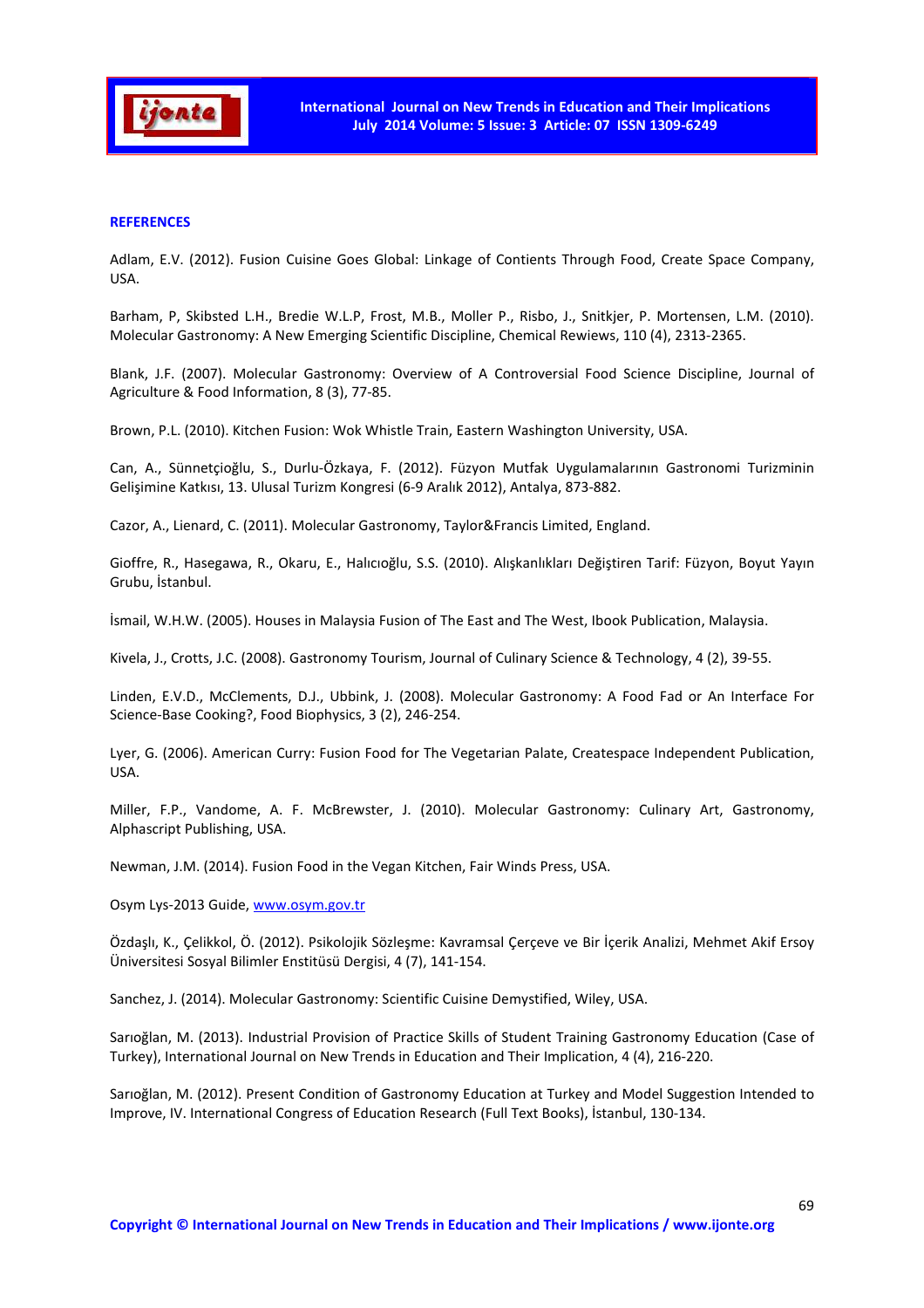## REFERENCES

Adlam, E.V. (2012). Fusion Cuisine Goes Global: Linkage of Contients Through Food, Create Space Company, USA.

Barham, P, Skibsted L.H., Bredie W.L.P, Frost, M.B., Moller P., Risbo, J., Snitkjer, P. Mortensen, L.M. (2010). Molecular Gastronomy: A New Emerging Scientific Discipline, Chemical Rewiews, 110 (4), 2313-2365.

Blank, J.F. (2007). Molecular Gastronomy: Overview of A Controversial Food Science Discipline, Journal of Agriculture & Food Information, 8 (3), 77-85.

Brown, P.L. (2010). Kitchen Fusion: Wok Whistle Train, Eastern Washington University, USA.

Can, A., Sünnetçioğlu, S., Durlu-Özkaya, F. (2012). Füzyon Mutfak Uygulamalarının Gastronomi Turizminin Gelişimine Katkısı, 13. Ulusal Turizm Kongresi (6-9 Aralık 2012), Antalya, 873-882.

Cazor, A., Lienard, C. (2011). Molecular Gastronomy, Taylor&Francis Limited, England.

Gioffre, R., Hasegawa, R., Okaru, E., Halıcıoğlu, S.S. (2010). Alışkanlıkları Değiştiren Tarif: Füzyon, Boyut Yayın Grubu, İstanbul.

İsmail, W.H.W. (2005). Houses in Malaysia Fusion of The East and The West, Ibook Publication, Malaysia.

Kivela, J., Crotts, J.C. (2008). Gastronomy Tourism, Journal of Culinary Science & Technology, 4 (2), 39-55.

Linden, E.V.D., McClements, D.J., Ubbink, J. (2008). Molecular Gastronomy: A Food Fad or An Interface For Science-Base Cooking?, Food Biophysics, 3 (2), 246-254.

Lyer, G. (2006). American Curry: Fusion Food for The Vegetarian Palate, Createspace Independent Publication, USA.

Miller, F.P., Vandome, A. F. McBrewster, J. (2010). Molecular Gastronomy: Culinary Art, Gastronomy, Alphascript Publishing, USA.

Newman, J.M. (2014). Fusion Food in the Vegan Kitchen, Fair Winds Press, USA.

Osym Lys-2013 Guide, [www.osym.gov.tr](http://www.osym.gov.tr)

Özdaşlı, K., Çelikkol, Ö. (2012). Psikolojik Sözleşme: Kavramsal Çerçeve ve Bir İçerik Analizi, Mehmet Akif Ersoy Üniversitesi Sosyal Bilimler Enstitüsü Dergisi, 4 (7), 141-154.

Sanchez, J. (2014). Molecular Gastronomy: Scientific Cuisine Demystified, Wiley, USA.

Sarıoğlan, M. (2013). Industrial Provision of Practice Skills of Student Training Gastronomy Education (Case of Turkey), International Journal on New Trends in Education and Their Implication, 4 (4), 216-220.

Sarıoğlan, M. (2012). Present Condition of Gastronomy Education at Turkey and Model Suggestion Intended to Improve, IV. International Congress of Education Research (Full Text Books), İstanbul, 130-134.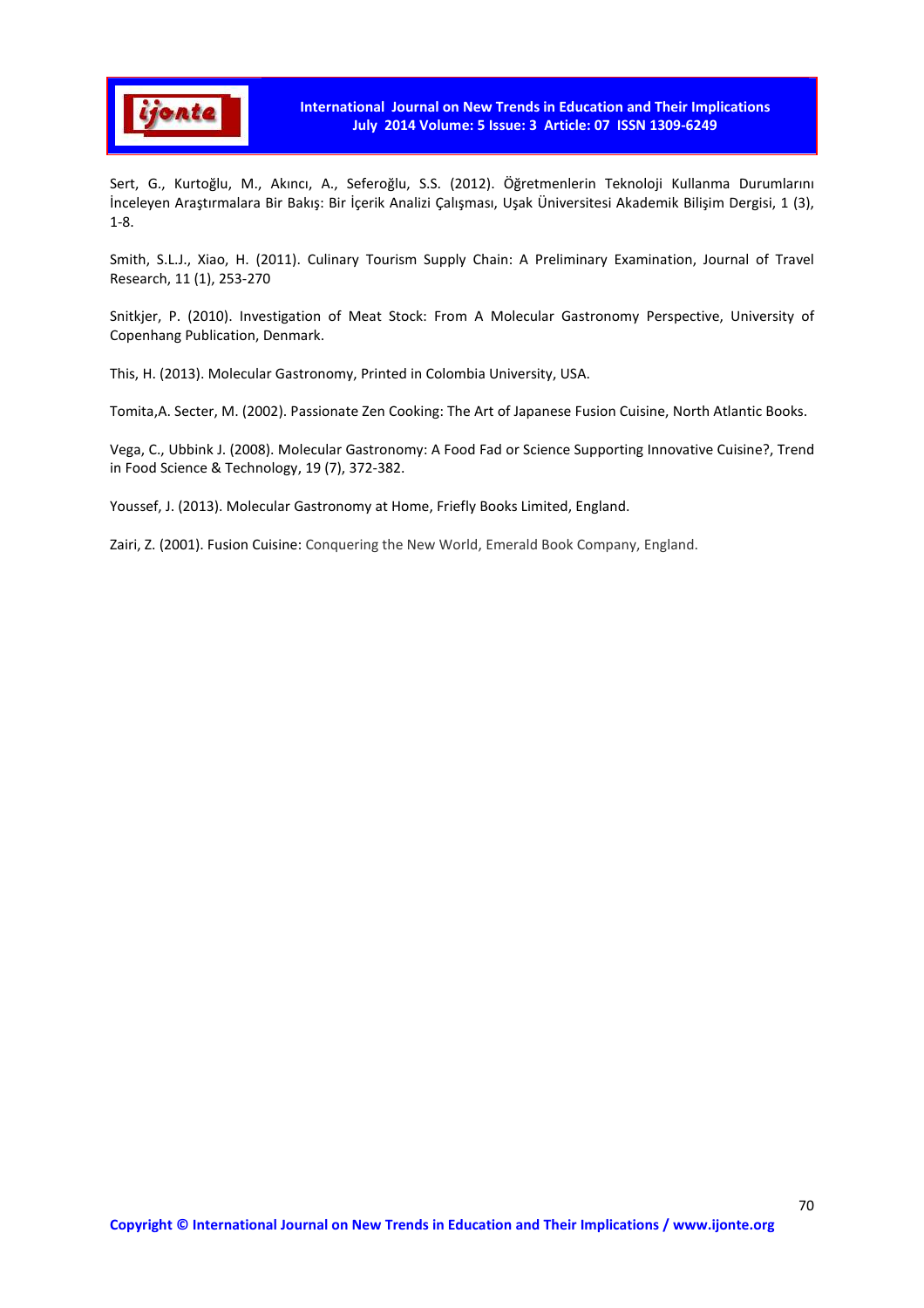Sert, G., Kurtoğlu, M., Akıncı, A., Seferoğlu, S.S. (2012). Öğretmenlerin Teknoloji Kullanma Durumlarını İnceleyen Araştırmalara Bir Bakış: Bir İçerik Analizi Çalışması, Uşak Üniversitesi Akademik Bilişim Dergisi, 1 (3), 1-8.

Smith, S.L.J., Xiao, H. (2011). Culinary Tourism Supply Chain: A Preliminary Examination, Journal of Travel Research, 11 (1), 253-270

Snitkjer, P. (2010). Investigation of Meat Stock: From A Molecular Gastronomy Perspective, University of Copenhang Publication, Denmark.

This, H. (2013). Molecular Gastronomy, Printed in Colombia University, USA.

Tomita,A. Secter, M. (2002). Passionate Zen Cooking: The Art of Japanese Fusion Cuisine, North Atlantic Books.

Vega, C., Ubbink J. (2008). Molecular Gastronomy: A Food Fad or Science Supporting Innovative Cuisine?, Trend in Food Science & Technology, 19 (7), 372-382.

Youssef, J. (2013). Molecular Gastronomy at Home, Friefly Books Limited, England.

Zairi, Z. (2001). Fusion Cuisine: Conquering the New World, Emerald Book Company, England.